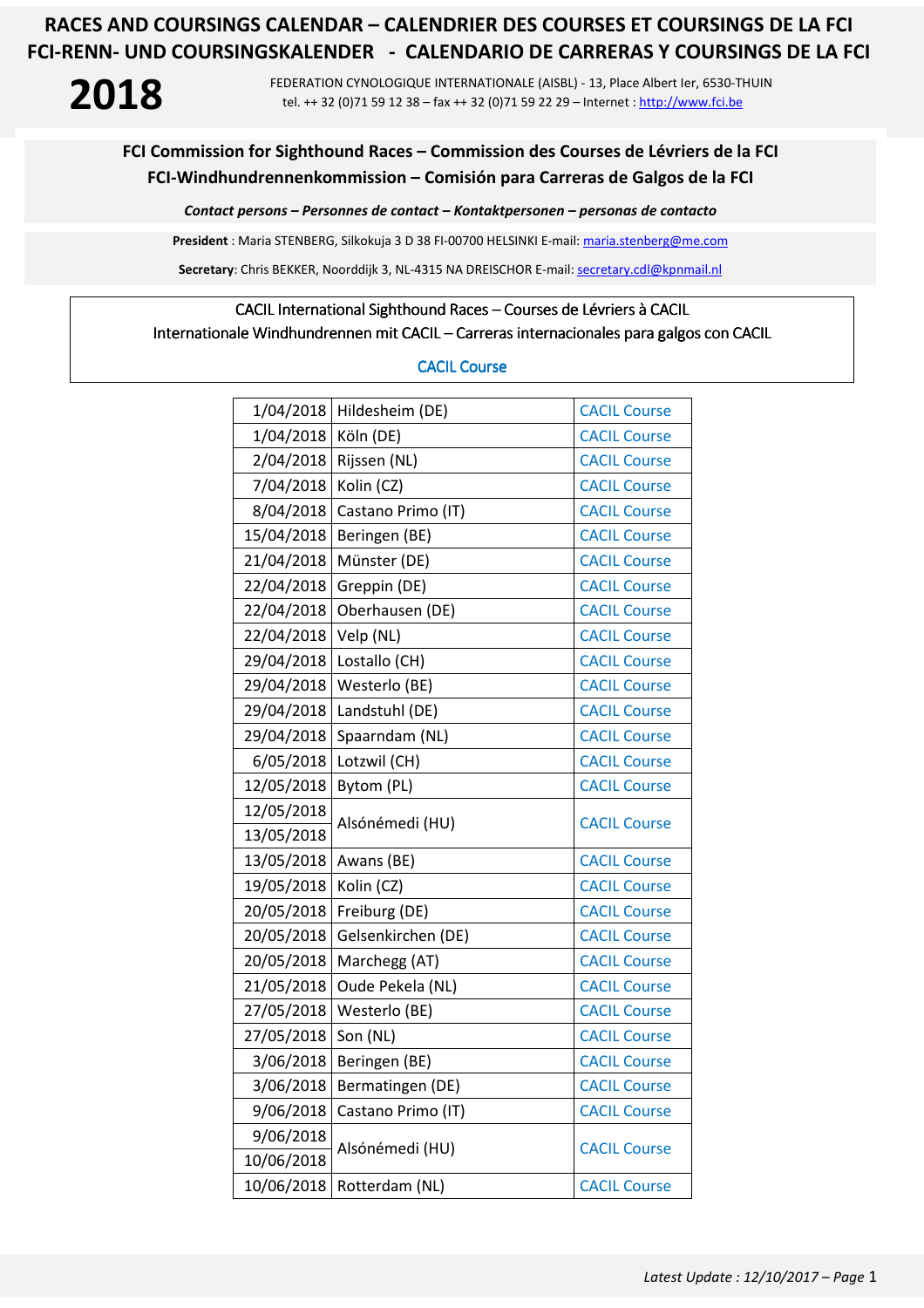# RACES AND COURSINGS CALENDAR – CALENDRIER DES COURSES ET COURSINGS DE LA FCI
# FCI-RENN- UND COURSINGSKALENDER - CALENDARIO DE CARRERAS Y COURSINGS DE LA FCI

**2018**

FEDERATION CYNOLOGIQUE INTERNATIONALE (AISBL) - 13, Place Albert Ier, 6530-THUIN
tel. ++ 32 (0)71 59 12 38 – fax ++ 32 (0)71 59 22 29 – Internet : http://www.fci.be

## FCI Commission for Sighthound Races – Commission des Courses de Lévriers de la FCI
## FCI-Windhundrennenkommission – Comisión para Carreras de Galgos de la FCI

***Contact persons – Personnes de contact – Kontaktpersonen – personas de contacto***

**President** : Maria STENBERG, Silkokuja 3 D 38 FI-00700 HELSINKI E-mail: maria.stenberg@me.com

**Secretary**: Chris BEKKER, Noorddijk 3, NL-4315 NA DREISCHOR E-mail: secretary.cdl@kpnmail.nl

CACIL International Sighthound Races – Courses de Lévriers à CACIL
Internationale Windhundrennen mit CACIL – Carreras internacionales para galgos con CACIL

CACIL Course

| Date | Place | |
|---|---|---|
| 1/04/2018 | Hildesheim (DE) | CACIL Course |
| 1/04/2018 | Köln (DE) | CACIL Course |
| 2/04/2018 | Rijssen (NL) | CACIL Course |
| 7/04/2018 | Kolin (CZ) | CACIL Course |
| 8/04/2018 | Castano Primo (IT) | CACIL Course |
| 15/04/2018 | Beringen (BE) | CACIL Course |
| 21/04/2018 | Münster (DE) | CACIL Course |
| 22/04/2018 | Greppin (DE) | CACIL Course |
| 22/04/2018 | Oberhausen (DE) | CACIL Course |
| 22/04/2018 | Velp (NL) | CACIL Course |
| 29/04/2018 | Lostallo (CH) | CACIL Course |
| 29/04/2018 | Westerlo (BE) | CACIL Course |
| 29/04/2018 | Landstuhl (DE) | CACIL Course |
| 29/04/2018 | Spaarndam (NL) | CACIL Course |
| 6/05/2018 | Lotzwil (CH) | CACIL Course |
| 12/05/2018 | Bytom (PL) | CACIL Course |
| 12/05/2018<br>13/05/2018 | Alsónémedi (HU) | CACIL Course |
| 13/05/2018 | Awans (BE) | CACIL Course |
| 19/05/2018 | Kolin (CZ) | CACIL Course |
| 20/05/2018 | Freiburg (DE) | CACIL Course |
| 20/05/2018 | Gelsenkirchen (DE) | CACIL Course |
| 20/05/2018 | Marchegg (AT) | CACIL Course |
| 21/05/2018 | Oude Pekela (NL) | CACIL Course |
| 27/05/2018 | Westerlo (BE) | CACIL Course |
| 27/05/2018 | Son (NL) | CACIL Course |
| 3/06/2018 | Beringen (BE) | CACIL Course |
| 3/06/2018 | Bermatingen (DE) | CACIL Course |
| 9/06/2018 | Castano Primo (IT) | CACIL Course |
| 9/06/2018<br>10/06/2018 | Alsónémedi (HU) | CACIL Course |
| 10/06/2018 | Rotterdam (NL) | CACIL Course |

*Latest Update : 12/10/2017*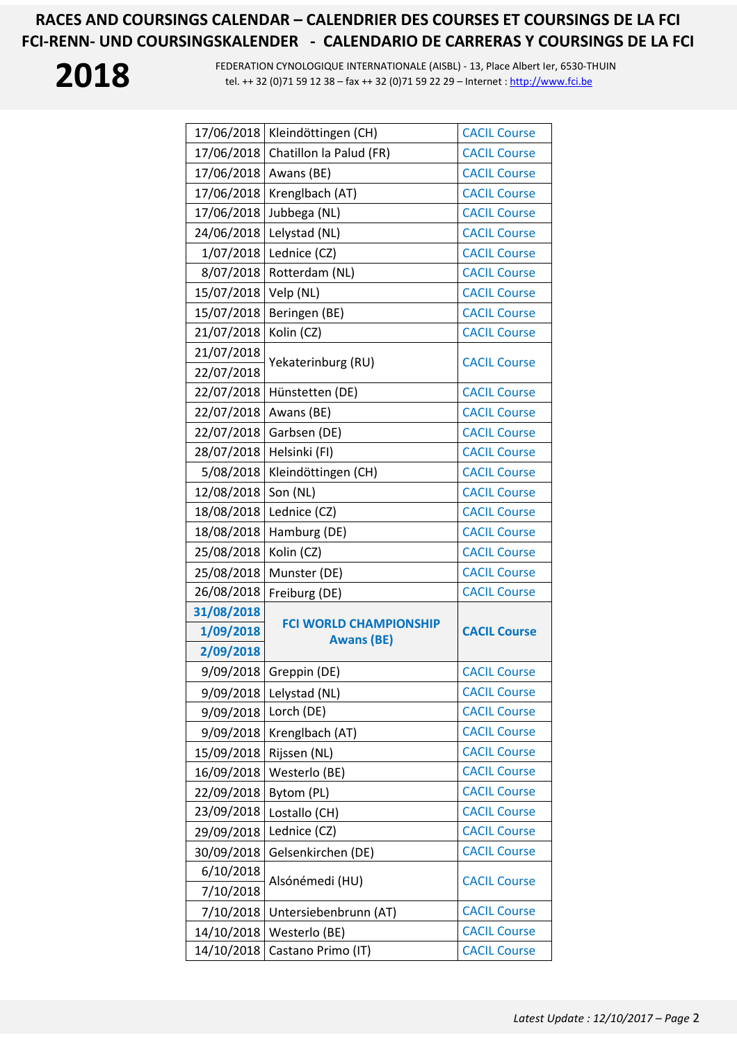# RACES AND COURSINGS CALENDAR – CALENDRIER DES COURSES ET COURSINGS DE LA FCI
# FCI-RENN- UND COURSINGSKALENDER - CALENDARIO DE CARRERAS Y COURSINGS DE LA FCI

**2018**

FEDERATION CYNOLOGIQUE INTERNATIONALE (AISBL) - 13, Place Albert Ier, 6530-THUIN
tel. ++ 32 (0)71 59 12 38 – fax ++ 32 (0)71 59 22 29 – Internet : http://www.fci.be

| Date | Location | Type |
|---|---|---|
| 17/06/2018 | Kleindöttingen (CH) | CACIL Course |
| 17/06/2018 | Chatillon la Palud (FR) | CACIL Course |
| 17/06/2018 | Awans (BE) | CACIL Course |
| 17/06/2018 | Krenglbach (AT) | CACIL Course |
| 17/06/2018 | Jubbega (NL) | CACIL Course |
| 24/06/2018 | Lelystad (NL) | CACIL Course |
| 1/07/2018 | Lednice (CZ) | CACIL Course |
| 8/07/2018 | Rotterdam (NL) | CACIL Course |
| 15/07/2018 | Velp (NL) | CACIL Course |
| 15/07/2018 | Beringen (BE) | CACIL Course |
| 21/07/2018 | Kolin (CZ) | CACIL Course |
| 21/07/2018<br>22/07/2018 | Yekaterinburg (RU) | CACIL Course |
| 22/07/2018 | Hünstetten (DE) | CACIL Course |
| 22/07/2018 | Awans (BE) | CACIL Course |
| 22/07/2018 | Garbsen (DE) | CACIL Course |
| 28/07/2018 | Helsinki (FI) | CACIL Course |
| 5/08/2018 | Kleindöttingen (CH) | CACIL Course |
| 12/08/2018 | Son (NL) | CACIL Course |
| 18/08/2018 | Lednice (CZ) | CACIL Course |
| 18/08/2018 | Hamburg (DE) | CACIL Course |
| 25/08/2018 | Kolin (CZ) | CACIL Course |
| 25/08/2018 | Munster (DE) | CACIL Course |
| 26/08/2018 | Freiburg (DE) | CACIL Course |
| **31/08/2018**<br>**1/09/2018**<br>**2/09/2018** | **FCI WORLD CHAMPIONSHIP Awans (BE)** | **CACIL Course** |
| 9/09/2018 | Greppin (DE) | CACIL Course |
| 9/09/2018 | Lelystad (NL) | CACIL Course |
| 9/09/2018 | Lorch (DE) | CACIL Course |
| 9/09/2018 | Krenglbach (AT) | CACIL Course |
| 15/09/2018 | Rijssen (NL) | CACIL Course |
| 16/09/2018 | Westerlo (BE) | CACIL Course |
| 22/09/2018 | Bytom (PL) | CACIL Course |
| 23/09/2018 | Lostallo (CH) | CACIL Course |
| 29/09/2018 | Lednice (CZ) | CACIL Course |
| 30/09/2018 | Gelsenkirchen (DE) | CACIL Course |
| 6/10/2018<br>7/10/2018 | Alsónémedi (HU) | CACIL Course |
| 7/10/2018 | Untersiebenbrunn (AT) | CACIL Course |
| 14/10/2018 | Westerlo (BE) | CACIL Course |
| 14/10/2018 | Castano Primo (IT) | CACIL Course |

*Latest Update : 12/10/2017*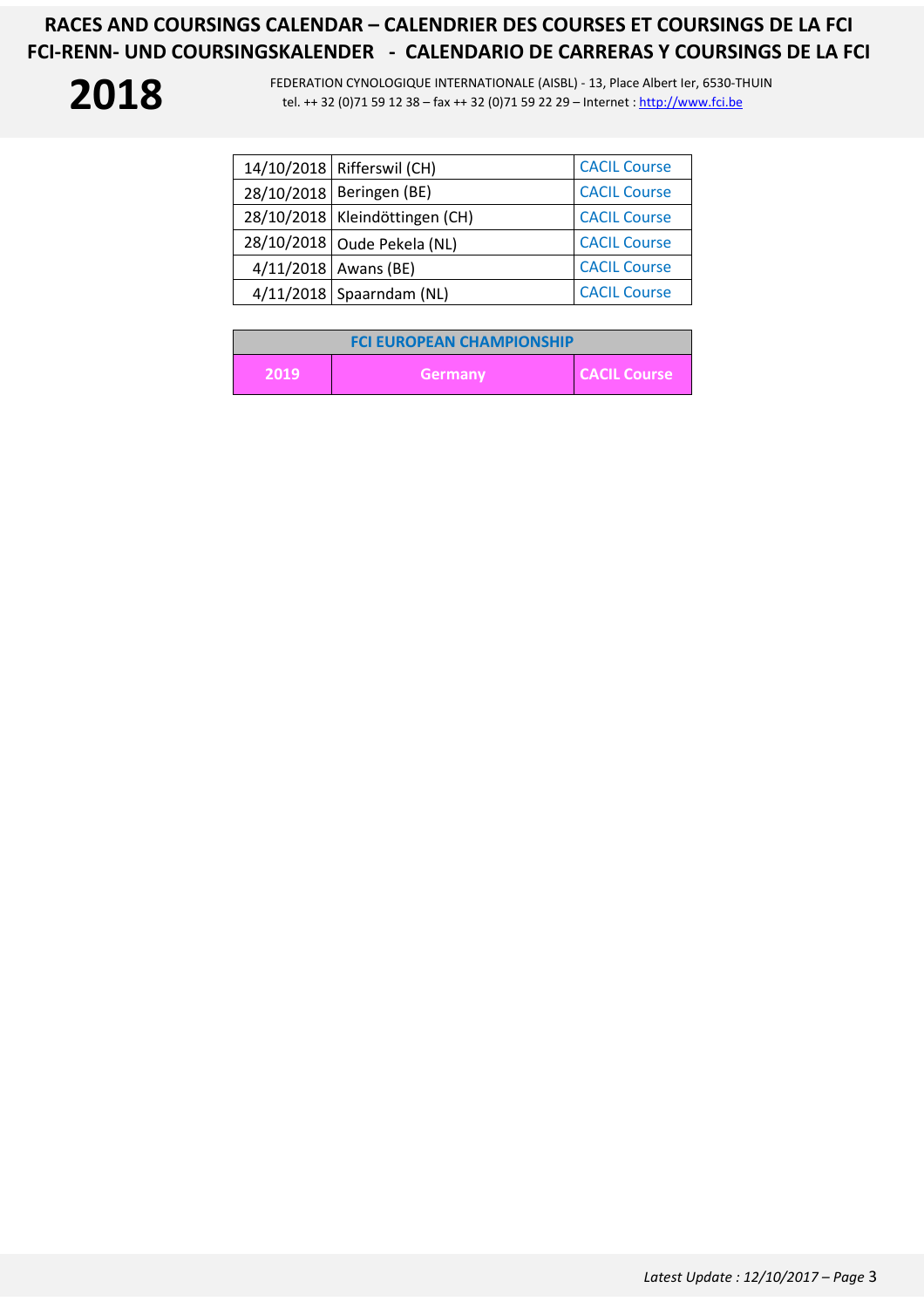| | | |
|---|---|---|
| 14/10/2018 | Rifferswil (CH) | CACIL Course |
| 28/10/2018 | Beringen (BE) | CACIL Course |
| 28/10/2018 | Kleindöttingen (CH) | CACIL Course |
| 28/10/2018 | Oude Pekela (NL) | CACIL Course |
| 4/11/2018 | Awans (BE) | CACIL Course |
| 4/11/2018 | Spaarndam (NL) | CACIL Course |

| FCI EUROPEAN CHAMPIONSHIP | | |
|---|---|---|
| 2019 | Germany | CACIL Course |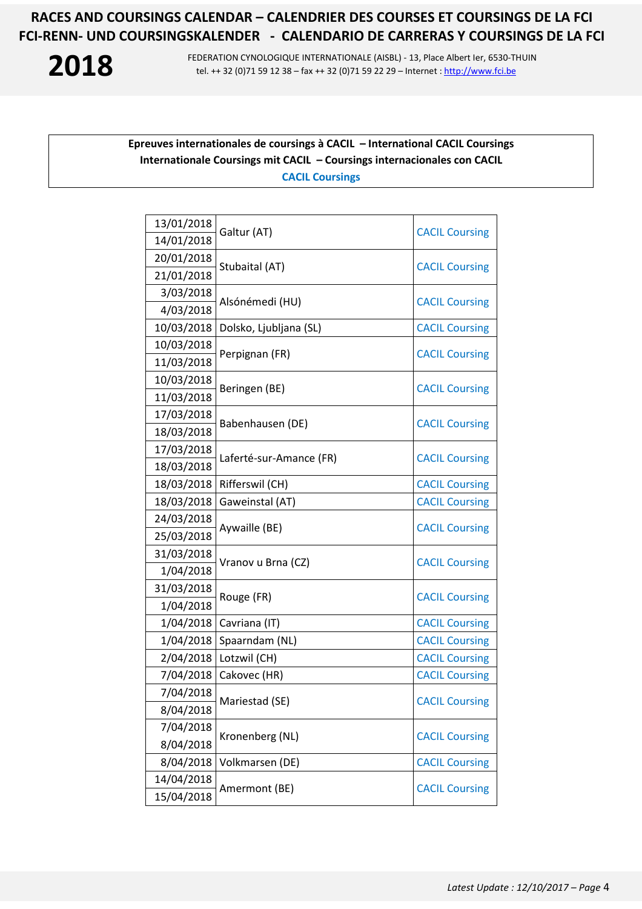# RACES AND COURSINGS CALENDAR – CALENDRIER DES COURSES ET COURSINGS DE LA FCI
# FCI-RENN- UND COURSINGSKALENDER - CALENDARIO DE CARRERAS Y COURSINGS DE LA FCI

**2018**

FEDERATION CYNOLOGIQUE INTERNATIONALE (AISBL) - 13, Place Albert Ier, 6530-THUIN
tel. ++ 32 (0)71 59 12 38 – fax ++ 32 (0)71 59 22 29 – Internet : http://www.fci.be

**Epreuves internationales de coursings à CACIL – International CACIL Coursings**
**Internationale Coursings mit CACIL – Coursings internacionales con CACIL**
**CACIL Coursings**

| Date | Place | Type |
|---|---|---|
| 13/01/2018<br>14/01/2018 | Galtur (AT) | CACIL Coursing |
| 20/01/2018<br>21/01/2018 | Stubaital (AT) | CACIL Coursing |
| 3/03/2018<br>4/03/2018 | Alsónémedi (HU) | CACIL Coursing |
| 10/03/2018 | Dolsko, Ljubljana (SL) | CACIL Coursing |
| 10/03/2018<br>11/03/2018 | Perpignan (FR) | CACIL Coursing |
| 10/03/2018<br>11/03/2018 | Beringen (BE) | CACIL Coursing |
| 17/03/2018<br>18/03/2018 | Babenhausen (DE) | CACIL Coursing |
| 17/03/2018<br>18/03/2018 | Laferté-sur-Amance (FR) | CACIL Coursing |
| 18/03/2018 | Rifferswil (CH) | CACIL Coursing |
| 18/03/2018 | Gaweinstal (AT) | CACIL Coursing |
| 24/03/2018<br>25/03/2018 | Aywaille (BE) | CACIL Coursing |
| 31/03/2018<br>1/04/2018 | Vranov u Brna (CZ) | CACIL Coursing |
| 31/03/2018<br>1/04/2018 | Rouge (FR) | CACIL Coursing |
| 1/04/2018 | Cavriana (IT) | CACIL Coursing |
| 1/04/2018 | Spaarndam (NL) | CACIL Coursing |
| 2/04/2018 | Lotzwil (CH) | CACIL Coursing |
| 7/04/2018 | Cakovec (HR) | CACIL Coursing |
| 7/04/2018<br>8/04/2018 | Mariestad (SE) | CACIL Coursing |
| 7/04/2018<br>8/04/2018 | Kronenberg (NL) | CACIL Coursing |
| 8/04/2018 | Volkmarsen (DE) | CACIL Coursing |
| 14/04/2018<br>15/04/2018 | Amermont (BE) | CACIL Coursing |

*Latest Update : 12/10/2017*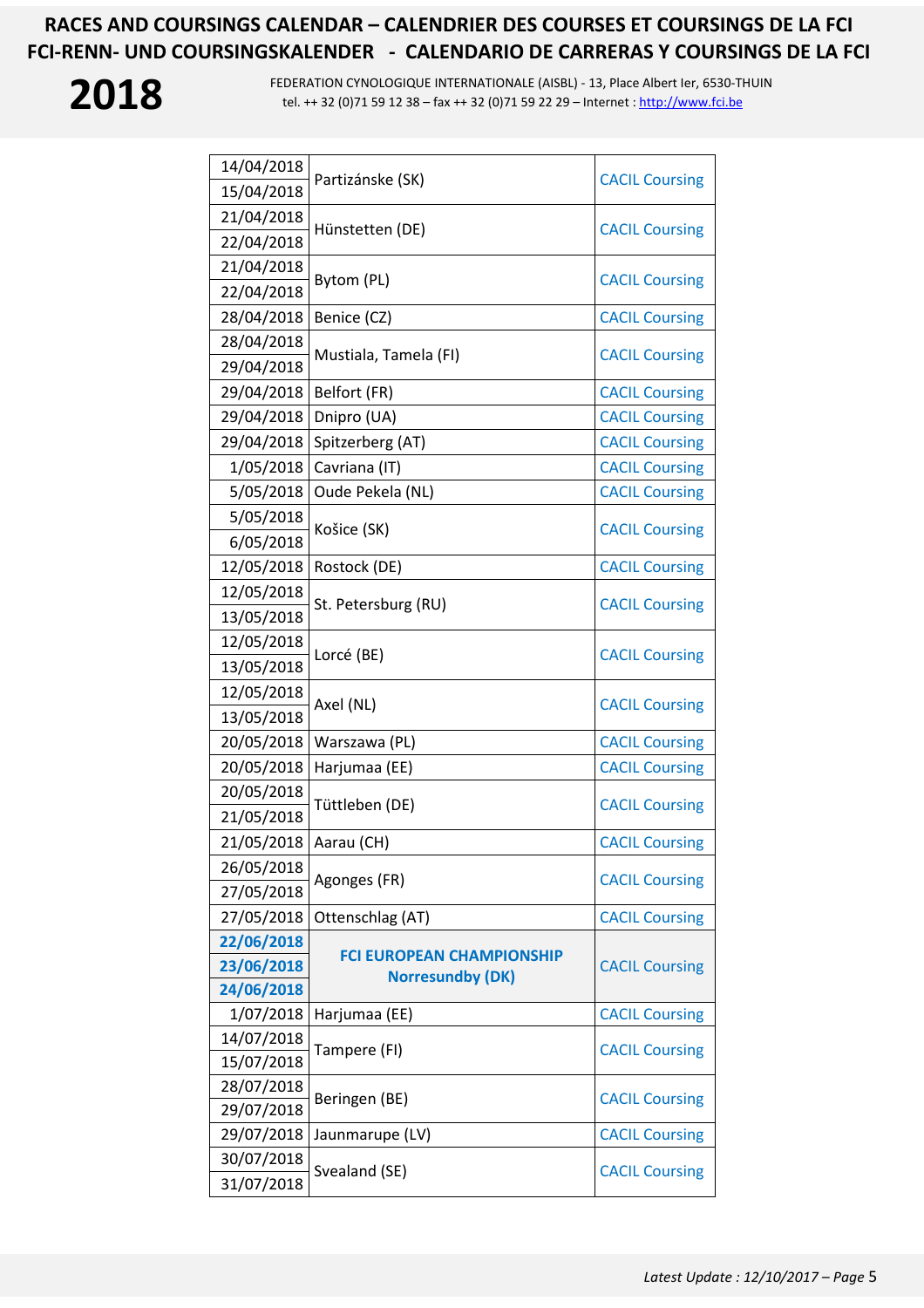| Date | Place | Type |
|---|---|---|
| 14/04/2018<br>15/04/2018 | Partizánske (SK) | CACIL Coursing |
| 21/04/2018<br>22/04/2018 | Hünstetten (DE) | CACIL Coursing |
| 21/04/2018<br>22/04/2018 | Bytom (PL) | CACIL Coursing |
| 28/04/2018 | Benice (CZ) | CACIL Coursing |
| 28/04/2018<br>29/04/2018 | Mustiala, Tamela (FI) | CACIL Coursing |
| 29/04/2018 | Belfort (FR) | CACIL Coursing |
| 29/04/2018 | Dnipro (UA) | CACIL Coursing |
| 29/04/2018 | Spitzerberg (AT) | CACIL Coursing |
| 1/05/2018 | Cavriana (IT) | CACIL Coursing |
| 5/05/2018 | Oude Pekela (NL) | CACIL Coursing |
| 5/05/2018<br>6/05/2018 | Košice (SK) | CACIL Coursing |
| 12/05/2018 | Rostock (DE) | CACIL Coursing |
| 12/05/2018<br>13/05/2018 | St. Petersburg (RU) | CACIL Coursing |
| 12/05/2018<br>13/05/2018 | Lorcé (BE) | CACIL Coursing |
| 12/05/2018<br>13/05/2018 | Axel (NL) | CACIL Coursing |
| 20/05/2018 | Warszawa (PL) | CACIL Coursing |
| 20/05/2018 | Harjumaa (EE) | CACIL Coursing |
| 20/05/2018<br>21/05/2018 | Tüttleben (DE) | CACIL Coursing |
| 21/05/2018 | Aarau (CH) | CACIL Coursing |
| 26/05/2018<br>27/05/2018 | Agonges (FR) | CACIL Coursing |
| 27/05/2018 | Ottenschlag (AT) | CACIL Coursing |
| **22/06/2018**<br>**23/06/2018**<br>**24/06/2018** | **FCI EUROPEAN CHAMPIONSHIP Norresundby (DK)** | CACIL Coursing |
| 1/07/2018 | Harjumaa (EE) | CACIL Coursing |
| 14/07/2018<br>15/07/2018 | Tampere (FI) | CACIL Coursing |
| 28/07/2018<br>29/07/2018 | Beringen (BE) | CACIL Coursing |
| 29/07/2018 | Jaunmarupe (LV) | CACIL Coursing |
| 30/07/2018<br>31/07/2018 | Svealand (SE) | CACIL Coursing |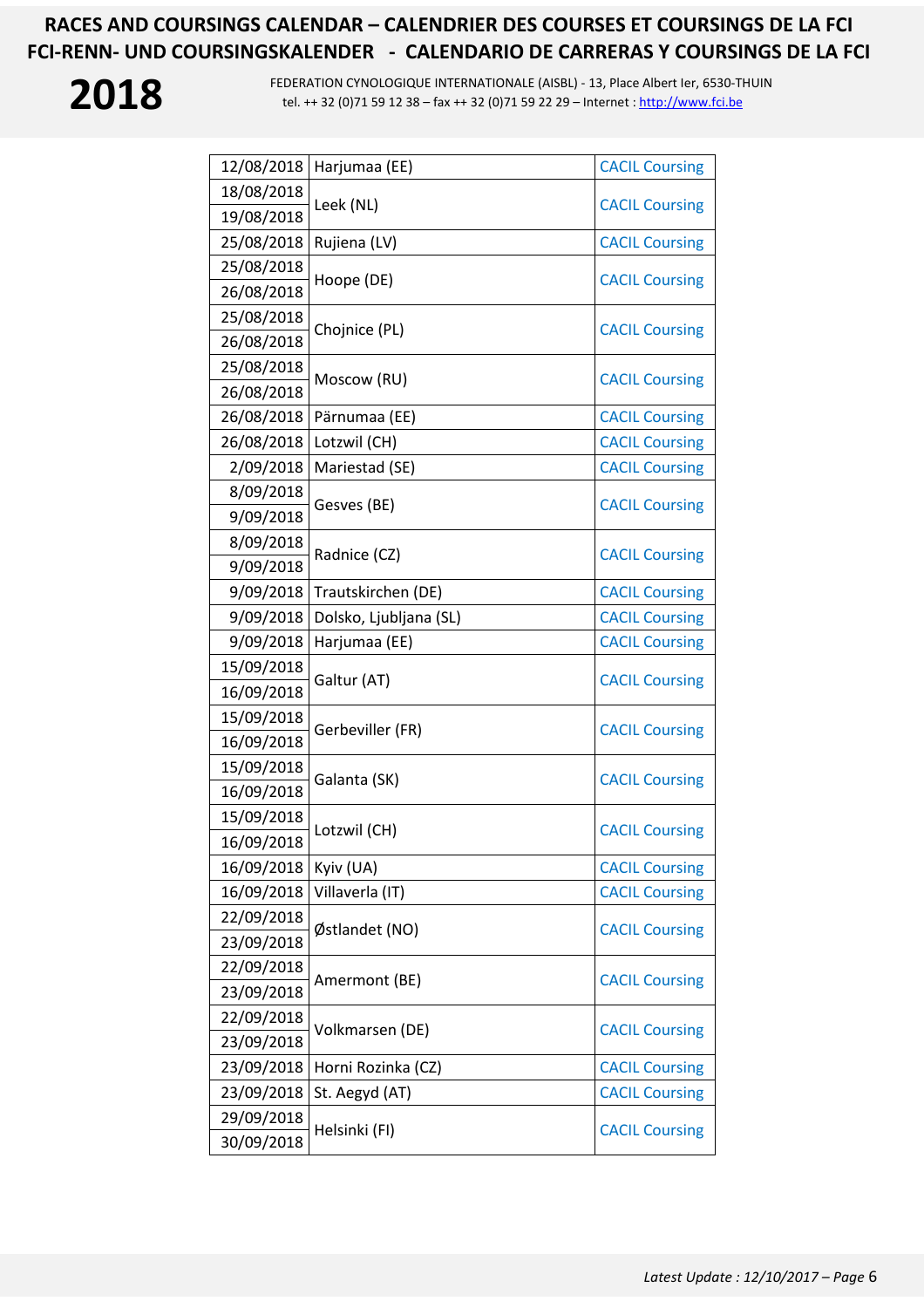# RACES AND COURSINGS CALENDAR – CALENDRIER DES COURSES ET COURSINGS DE LA FCI
# FCI-RENN- UND COURSINGSKALENDER - CALENDARIO DE CARRERAS Y COURSINGS DE LA FCI

**2018**

FEDERATION CYNOLOGIQUE INTERNATIONALE (AISBL) - 13, Place Albert Ier, 6530-THUIN
tel. ++ 32 (0)71 59 12 38 – fax ++ 32 (0)71 59 22 29 – Internet : http://www.fci.be

| Date | Place | Type |
|---|---|---|
| 12/08/2018 | Harjumaa (EE) | CACIL Coursing |
| 18/08/2018<br>19/08/2018 | Leek (NL) | CACIL Coursing |
| 25/08/2018 | Rujiena (LV) | CACIL Coursing |
| 25/08/2018<br>26/08/2018 | Hoope (DE) | CACIL Coursing |
| 25/08/2018<br>26/08/2018 | Chojnice (PL) | CACIL Coursing |
| 25/08/2018<br>26/08/2018 | Moscow (RU) | CACIL Coursing |
| 26/08/2018 | Pärnumaa (EE) | CACIL Coursing |
| 26/08/2018 | Lotzwil (CH) | CACIL Coursing |
| 2/09/2018 | Mariestad (SE) | CACIL Coursing |
| 8/09/2018<br>9/09/2018 | Gesves (BE) | CACIL Coursing |
| 8/09/2018<br>9/09/2018 | Radnice (CZ) | CACIL Coursing |
| 9/09/2018 | Trautskirchen (DE) | CACIL Coursing |
| 9/09/2018 | Dolsko, Ljubljana (SL) | CACIL Coursing |
| 9/09/2018 | Harjumaa (EE) | CACIL Coursing |
| 15/09/2018<br>16/09/2018 | Galtur (AT) | CACIL Coursing |
| 15/09/2018<br>16/09/2018 | Gerbeviller (FR) | CACIL Coursing |
| 15/09/2018<br>16/09/2018 | Galanta (SK) | CACIL Coursing |
| 15/09/2018<br>16/09/2018 | Lotzwil (CH) | CACIL Coursing |
| 16/09/2018 | Kyiv (UA) | CACIL Coursing |
| 16/09/2018 | Villaverla (IT) | CACIL Coursing |
| 22/09/2018<br>23/09/2018 | Østlandet (NO) | CACIL Coursing |
| 22/09/2018<br>23/09/2018 | Amermont (BE) | CACIL Coursing |
| 22/09/2018<br>23/09/2018 | Volkmarsen (DE) | CACIL Coursing |
| 23/09/2018 | Horni Rozinka (CZ) | CACIL Coursing |
| 23/09/2018 | St. Aegyd (AT) | CACIL Coursing |
| 29/09/2018<br>30/09/2018 | Helsinki (FI) | CACIL Coursing |

*Latest Update : 12/10/2017*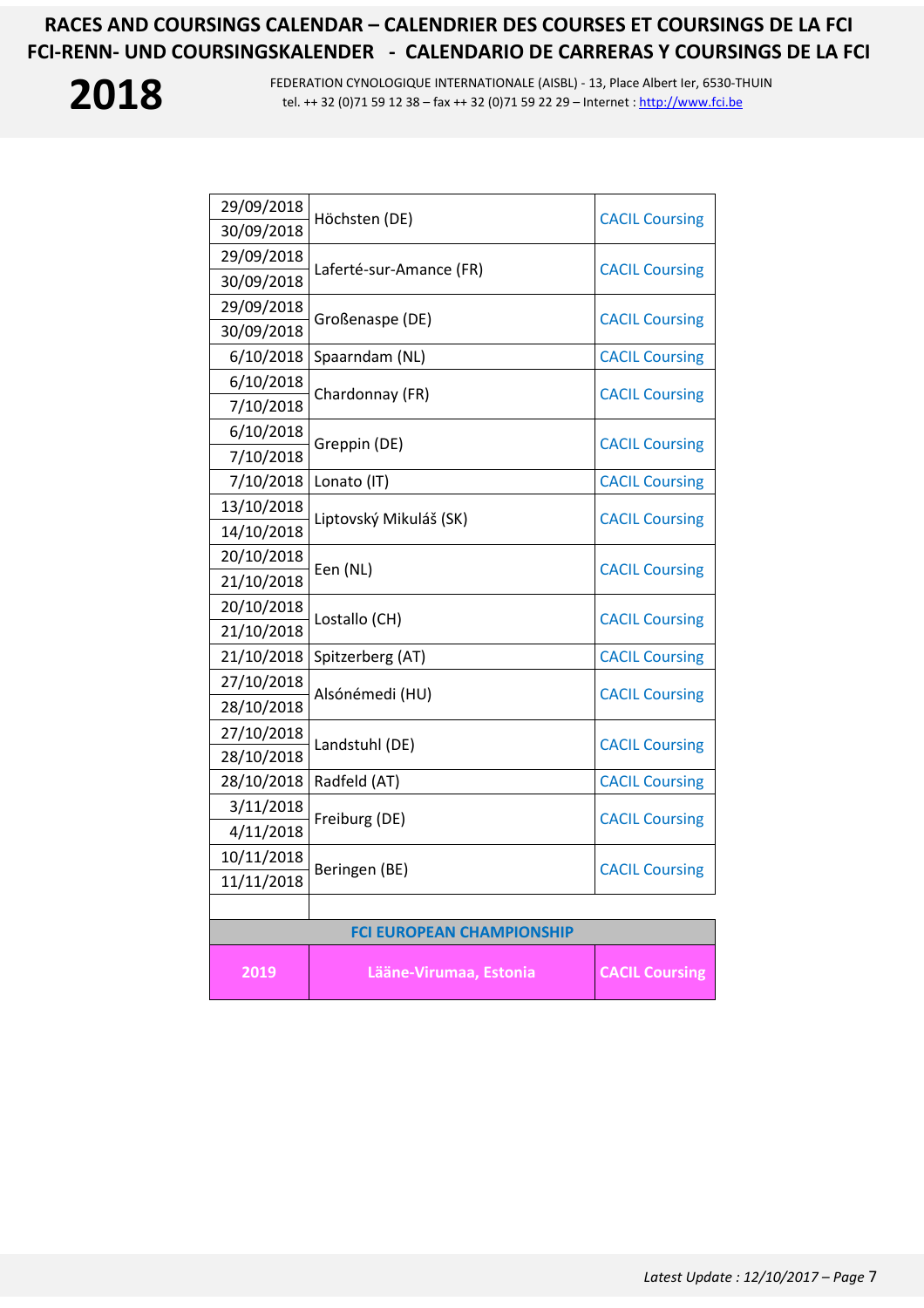# RACES AND COURSINGS CALENDAR – CALENDRIER DES COURSES ET COURSINGS DE LA FCI
# FCI-RENN- UND COURSINGSKALENDER - CALENDARIO DE CARRERAS Y COURSINGS DE LA FCI

**2018**

FEDERATION CYNOLOGIQUE INTERNATIONALE (AISBL) - 13, Place Albert Ier, 6530-THUIN
tel. ++ 32 (0)71 59 12 38 – fax ++ 32 (0)71 59 22 29 – Internet : http://www.fci.be

| | | |
|---|---|---|
| 29/09/2018<br>30/09/2018 | Höchsten (DE) | CACIL Coursing |
| 29/09/2018<br>30/09/2018 | Laferté-sur-Amance (FR) | CACIL Coursing |
| 29/09/2018<br>30/09/2018 | Großenaspe (DE) | CACIL Coursing |
| 6/10/2018 | Spaarndam (NL) | CACIL Coursing |
| 6/10/2018<br>7/10/2018 | Chardonnay (FR) | CACIL Coursing |
| 6/10/2018<br>7/10/2018 | Greppin (DE) | CACIL Coursing |
| 7/10/2018 | Lonato (IT) | CACIL Coursing |
| 13/10/2018<br>14/10/2018 | Liptovský Mikuláš (SK) | CACIL Coursing |
| 20/10/2018<br>21/10/2018 | Een (NL) | CACIL Coursing |
| 20/10/2018<br>21/10/2018 | Lostallo (CH) | CACIL Coursing |
| 21/10/2018 | Spitzerberg (AT) | CACIL Coursing |
| 27/10/2018<br>28/10/2018 | Alsónémedi (HU) | CACIL Coursing |
| 27/10/2018<br>28/10/2018 | Landstuhl (DE) | CACIL Coursing |
| 28/10/2018 | Radfeld (AT) | CACIL Coursing |
| 3/11/2018<br>4/11/2018 | Freiburg (DE) | CACIL Coursing |
| 10/11/2018<br>11/11/2018 | Beringen (BE) | CACIL Coursing |
| | | |
| **FCI EUROPEAN CHAMPIONSHIP** | | |
| **2019** | **Lääne-Virumaa, Estonia** | **CACIL Coursing** |

*Latest Update : 12/10/2017*